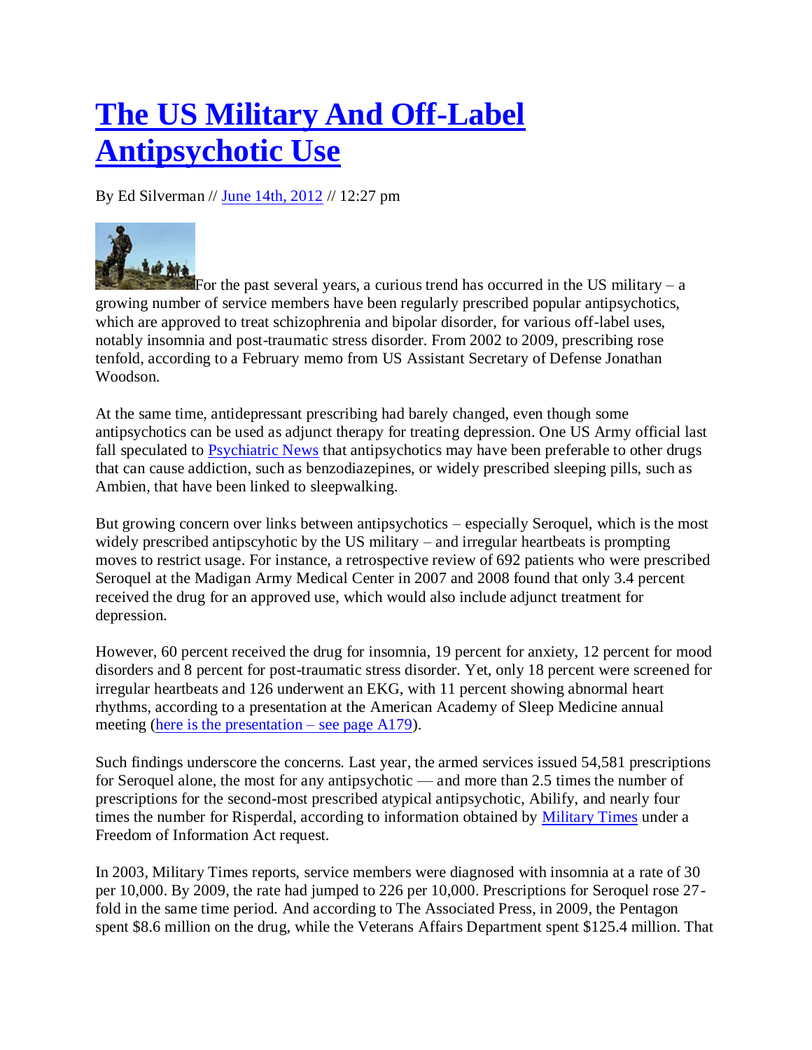# [The US Military And Off-Label Antipsychotic Use]()

By Ed Silverman // [June 14th, 2012]() // 12:27 pm

For the past several years, a curious trend has occurred in the US military – a growing number of service members have been regularly prescribed popular antipsychotics, which are approved to treat schizophrenia and bipolar disorder, for various off-label uses, notably insomnia and post-traumatic stress disorder. From 2002 to 2009, prescribing rose tenfold, according to a February memo from US Assistant Secretary of Defense Jonathan Woodson.

At the same time, antidepressant prescribing had barely changed, even though some antipsychotics can be used as adjunct therapy for treating depression. One US Army official last fall speculated to [Psychiatric News]() that antipsychotics may have been preferable to other drugs that can cause addiction, such as benzodiazepines, or widely prescribed sleeping pills, such as Ambien, that have been linked to sleepwalking.

But growing concern over links between antipsychotics – especially Seroquel, which is the most widely prescribed antipscyhotic by the US military – and irregular heartbeats is prompting moves to restrict usage. For instance, a retrospective review of 692 patients who were prescribed Seroquel at the Madigan Army Medical Center in 2007 and 2008 found that only 3.4 percent received the drug for an approved use, which would also include adjunct treatment for depression.

However, 60 percent received the drug for insomnia, 19 percent for anxiety, 12 percent for mood disorders and 8 percent for post-traumatic stress disorder. Yet, only 18 percent were screened for irregular heartbeats and 126 underwent an EKG, with 11 percent showing abnormal heart rhythms, according to a presentation at the American Academy of Sleep Medicine annual meeting ([here is the presentation – see page A179]()).

Such findings underscore the concerns. Last year, the armed services issued 54,581 prescriptions for Seroquel alone, the most for any antipsychotic — and more than 2.5 times the number of prescriptions for the second-most prescribed atypical antipsychotic, Abilify, and nearly four times the number for Risperdal, according to information obtained by [Military Times]() under a Freedom of Information Act request.

In 2003, Military Times reports, service members were diagnosed with insomnia at a rate of 30 per 10,000. By 2009, the rate had jumped to 226 per 10,000. Prescriptions for Seroquel rose 27-fold in the same time period. And according to The Associated Press, in 2009, the Pentagon spent $8.6 million on the drug, while the Veterans Affairs Department spent $125.4 million. That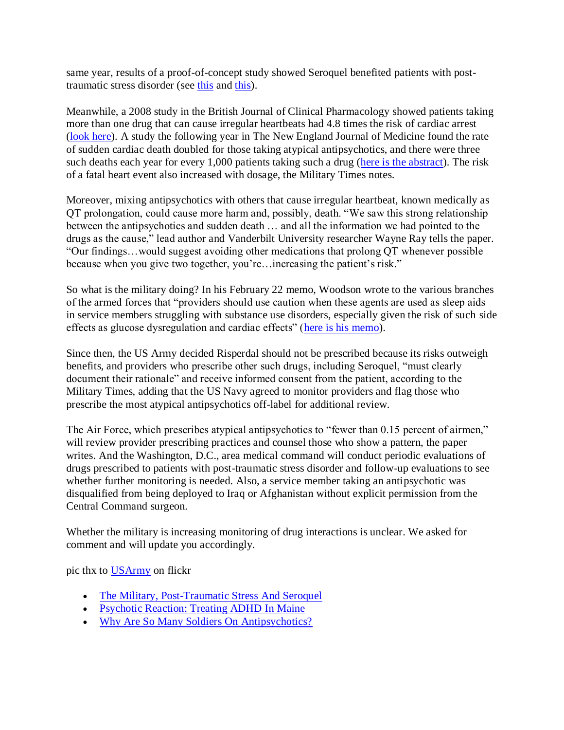same year, results of a proof-of-concept study showed Seroquel benefited patients with post-traumatic stress disorder (see this and this).

Meanwhile, a 2008 study in the British Journal of Clinical Pharmacology showed patients taking more than one drug that can cause irregular heartbeats had 4.8 times the risk of cardiac arrest (look here). A study the following year in The New England Journal of Medicine found the rate of sudden cardiac death doubled for those taking atypical antipsychotics, and there were three such deaths each year for every 1,000 patients taking such a drug (here is the abstract). The risk of a fatal heart event also increased with dosage, the Military Times notes.

Moreover, mixing antipsychotics with others that cause irregular heartbeat, known medically as QT prolongation, could cause more harm and, possibly, death. "We saw this strong relationship between the antipsychotics and sudden death … and all the information we had pointed to the drugs as the cause," lead author and Vanderbilt University researcher Wayne Ray tells the paper. "Our findings…would suggest avoiding other medications that prolong QT whenever possible because when you give two together, you're…increasing the patient's risk."

So what is the military doing? In his February 22 memo, Woodson wrote to the various branches of the armed forces that "providers should use caution when these agents are used as sleep aids in service members struggling with substance use disorders, especially given the risk of such side effects as glucose dysregulation and cardiac effects" (here is his memo).

Since then, the US Army decided Risperdal should not be prescribed because its risks outweigh benefits, and providers who prescribe other such drugs, including Seroquel, "must clearly document their rationale" and receive informed consent from the patient, according to the Military Times, adding that the US Navy agreed to monitor providers and flag those who prescribe the most atypical antipsychotics off-label for additional review.

The Air Force, which prescribes atypical antipsychotics to "fewer than 0.15 percent of airmen," will review provider prescribing practices and counsel those who show a pattern, the paper writes. And the Washington, D.C., area medical command will conduct periodic evaluations of drugs prescribed to patients with post-traumatic stress disorder and follow-up evaluations to see whether further monitoring is needed. Also, a service member taking an antipsychotic was disqualified from being deployed to Iraq or Afghanistan without explicit permission from the Central Command surgeon.

Whether the military is increasing monitoring of drug interactions is unclear. We asked for comment and will update you accordingly.

pic thx to USArmy on flickr

- The Military, Post-Traumatic Stress And Seroquel
- Psychotic Reaction: Treating ADHD In Maine
- Why Are So Many Soldiers On Antipsychotics?